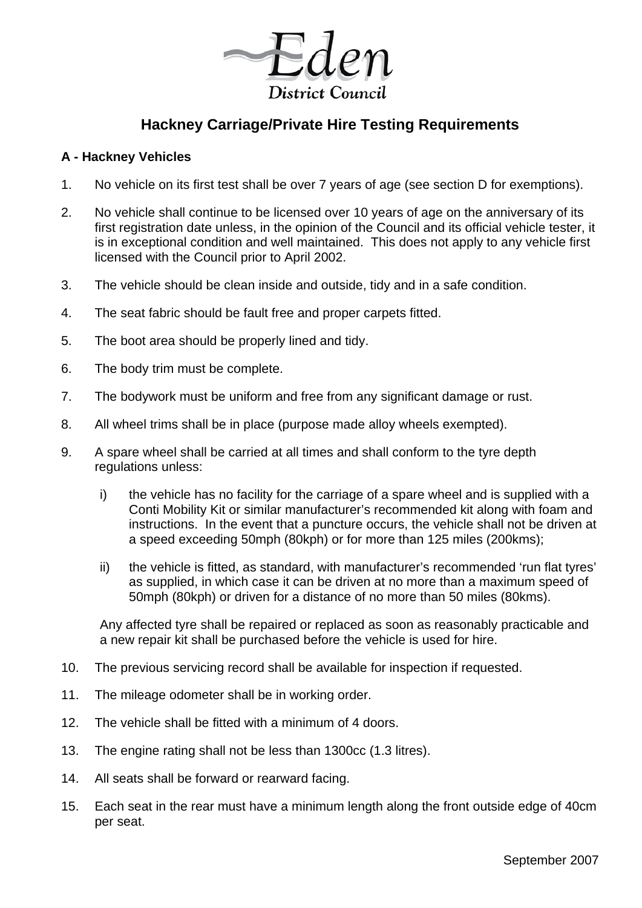Eden District Council

# Hackney Carriage/Private Hire Testing Requirements

**A - Hackney Vehicles**

1. No vehicle on its first test shall be over 7 years of age (see section D for exemptions).
2. No vehicle shall continue to be licensed over 10 years of age on the anniversary of its first registration date unless, in the opinion of the Council and its official vehicle tester, it is in exceptional condition and well maintained. This does not apply to any vehicle first licensed with the Council prior to April 2002.
3. The vehicle should be clean inside and outside, tidy and in a safe condition.
4. The seat fabric should be fault free and proper carpets fitted.
5. The boot area should be properly lined and tidy.
6. The body trim must be complete.
7. The bodywork must be uniform and free from any significant damage or rust.
8. All wheel trims shall be in place (purpose made alloy wheels exempted).
9. A spare wheel shall be carried at all times and shall conform to the tyre depth regulations unless:

   i) the vehicle has no facility for the carriage of a spare wheel and is supplied with a Conti Mobility Kit or similar manufacturer's recommended kit along with foam and instructions. In the event that a puncture occurs, the vehicle shall not be driven at a speed exceeding 50mph (80kph) or for more than 125 miles (200kms);

   ii) the vehicle is fitted, as standard, with manufacturer's recommended 'run flat tyres' as supplied, in which case it can be driven at no more than a maximum speed of 50mph (80kph) or driven for a distance of no more than 50 miles (80kms).

   Any affected tyre shall be repaired or replaced as soon as reasonably practicable and a new repair kit shall be purchased before the vehicle is used for hire.

10. The previous servicing record shall be available for inspection if requested.
11. The mileage odometer shall be in working order.
12. The vehicle shall be fitted with a minimum of 4 doors.
13. The engine rating shall not be less than 1300cc (1.3 litres).
14. All seats shall be forward or rearward facing.
15. Each seat in the rear must have a minimum length along the front outside edge of 40cm per seat.

September 2007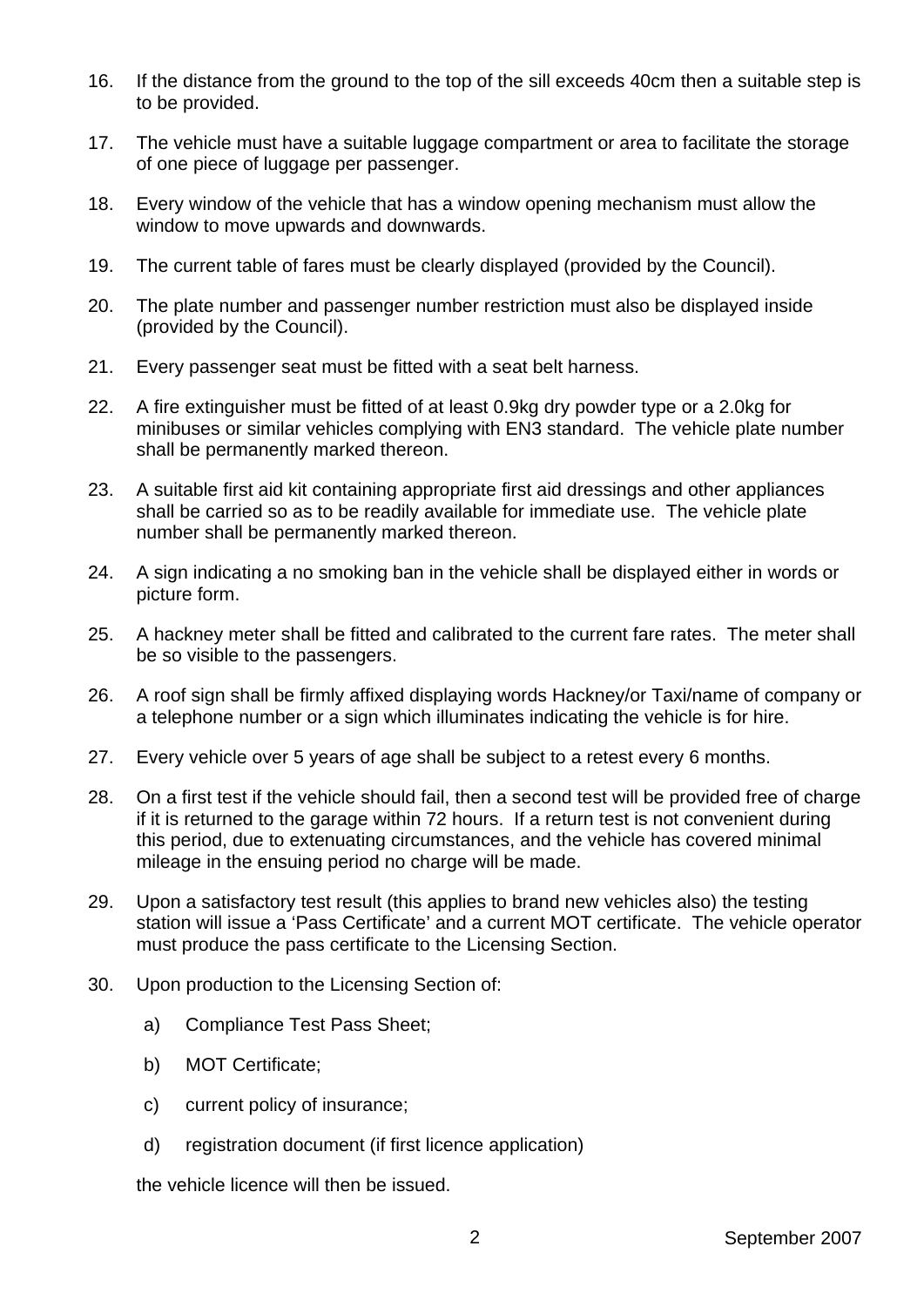16. If the distance from the ground to the top of the sill exceeds 40cm then a suitable step is to be provided.

17. The vehicle must have a suitable luggage compartment or area to facilitate the storage of one piece of luggage per passenger.

18. Every window of the vehicle that has a window opening mechanism must allow the window to move upwards and downwards.

19. The current table of fares must be clearly displayed (provided by the Council).

20. The plate number and passenger number restriction must also be displayed inside (provided by the Council).

21. Every passenger seat must be fitted with a seat belt harness.

22. A fire extinguisher must be fitted of at least 0.9kg dry powder type or a 2.0kg for minibuses or similar vehicles complying with EN3 standard. The vehicle plate number shall be permanently marked thereon.

23. A suitable first aid kit containing appropriate first aid dressings and other appliances shall be carried so as to be readily available for immediate use. The vehicle plate number shall be permanently marked thereon.

24. A sign indicating a no smoking ban in the vehicle shall be displayed either in words or picture form.

25. A hackney meter shall be fitted and calibrated to the current fare rates. The meter shall be so visible to the passengers.

26. A roof sign shall be firmly affixed displaying words Hackney/or Taxi/name of company or a telephone number or a sign which illuminates indicating the vehicle is for hire.

27. Every vehicle over 5 years of age shall be subject to a retest every 6 months.

28. On a first test if the vehicle should fail, then a second test will be provided free of charge if it is returned to the garage within 72 hours. If a return test is not convenient during this period, due to extenuating circumstances, and the vehicle has covered minimal mileage in the ensuing period no charge will be made.

29. Upon a satisfactory test result (this applies to brand new vehicles also) the testing station will issue a 'Pass Certificate' and a current MOT certificate. The vehicle operator must produce the pass certificate to the Licensing Section.

30. Upon production to the Licensing Section of:

    a) Compliance Test Pass Sheet;

    b) MOT Certificate;

    c) current policy of insurance;

    d) registration document (if first licence application)

    the vehicle licence will then be issued.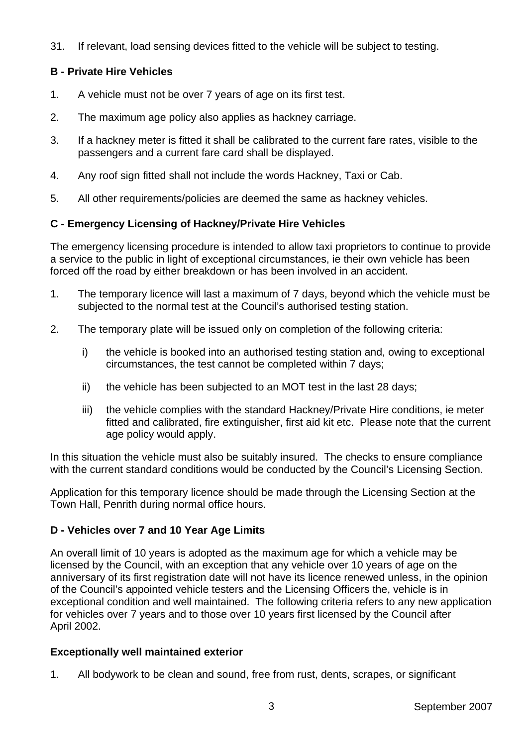31. If relevant, load sensing devices fitted to the vehicle will be subject to testing.

**B - Private Hire Vehicles**

1. A vehicle must not be over 7 years of age on its first test.

2. The maximum age policy also applies as hackney carriage.

3. If a hackney meter is fitted it shall be calibrated to the current fare rates, visible to the passengers and a current fare card shall be displayed.

4. Any roof sign fitted shall not include the words Hackney, Taxi or Cab.

5. All other requirements/policies are deemed the same as hackney vehicles.

**C - Emergency Licensing of Hackney/Private Hire Vehicles**

The emergency licensing procedure is intended to allow taxi proprietors to continue to provide a service to the public in light of exceptional circumstances, ie their own vehicle has been forced off the road by either breakdown or has been involved in an accident.

1. The temporary licence will last a maximum of 7 days, beyond which the vehicle must be subjected to the normal test at the Council's authorised testing station.

2. The temporary plate will be issued only on completion of the following criteria:

   i) the vehicle is booked into an authorised testing station and, owing to exceptional circumstances, the test cannot be completed within 7 days;

   ii) the vehicle has been subjected to an MOT test in the last 28 days;

   iii) the vehicle complies with the standard Hackney/Private Hire conditions, ie meter fitted and calibrated, fire extinguisher, first aid kit etc. Please note that the current age policy would apply.

In this situation the vehicle must also be suitably insured. The checks to ensure compliance with the current standard conditions would be conducted by the Council's Licensing Section.

Application for this temporary licence should be made through the Licensing Section at the Town Hall, Penrith during normal office hours.

**D - Vehicles over 7 and 10 Year Age Limits**

An overall limit of 10 years is adopted as the maximum age for which a vehicle may be licensed by the Council, with an exception that any vehicle over 10 years of age on the anniversary of its first registration date will not have its licence renewed unless, in the opinion of the Council's appointed vehicle testers and the Licensing Officers the, vehicle is in exceptional condition and well maintained. The following criteria refers to any new application for vehicles over 7 years and to those over 10 years first licensed by the Council after April 2002.

**Exceptionally well maintained exterior**

1. All bodywork to be clean and sound, free from rust, dents, scrapes, or significant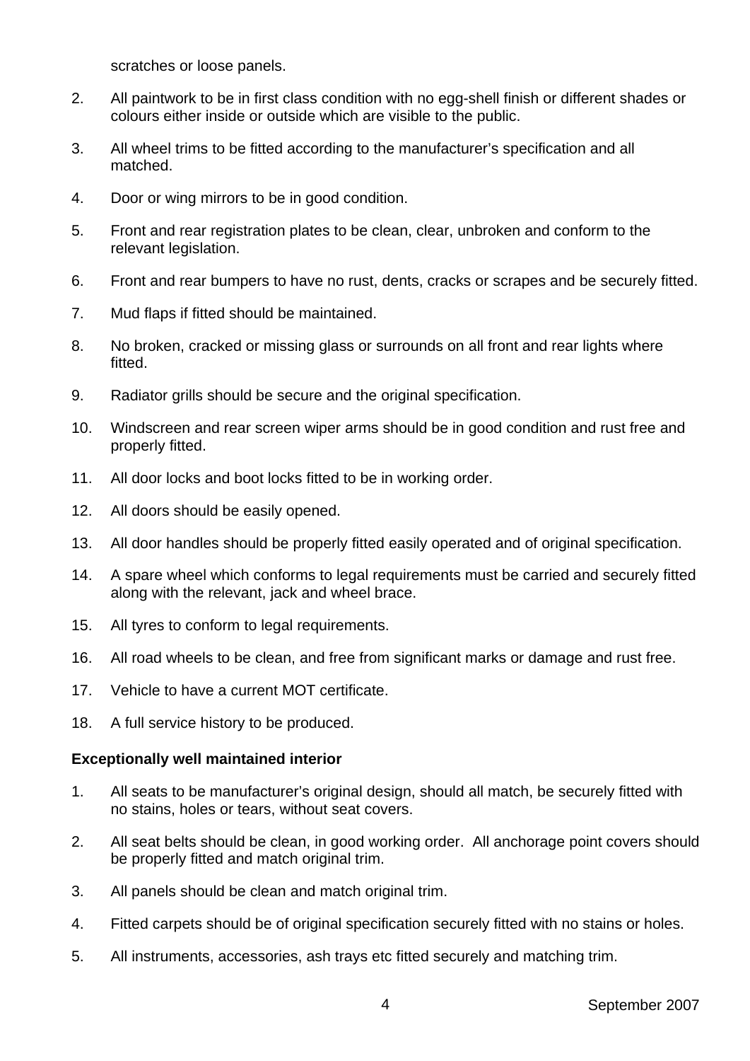scratches or loose panels.

2. All paintwork to be in first class condition with no egg-shell finish or different shades or colours either inside or outside which are visible to the public.

3. All wheel trims to be fitted according to the manufacturer's specification and all matched.

4. Door or wing mirrors to be in good condition.

5. Front and rear registration plates to be clean, clear, unbroken and conform to the relevant legislation.

6. Front and rear bumpers to have no rust, dents, cracks or scrapes and be securely fitted.

7. Mud flaps if fitted should be maintained.

8. No broken, cracked or missing glass or surrounds on all front and rear lights where fitted.

9. Radiator grills should be secure and the original specification.

10. Windscreen and rear screen wiper arms should be in good condition and rust free and properly fitted.

11. All door locks and boot locks fitted to be in working order.

12. All doors should be easily opened.

13. All door handles should be properly fitted easily operated and of original specification.

14. A spare wheel which conforms to legal requirements must be carried and securely fitted along with the relevant, jack and wheel brace.

15. All tyres to conform to legal requirements.

16. All road wheels to be clean, and free from significant marks or damage and rust free.

17. Vehicle to have a current MOT certificate.

18. A full service history to be produced.

**Exceptionally well maintained interior**

1. All seats to be manufacturer's original design, should all match, be securely fitted with no stains, holes or tears, without seat covers.

2. All seat belts should be clean, in good working order. All anchorage point covers should be properly fitted and match original trim.

3. All panels should be clean and match original trim.

4. Fitted carpets should be of original specification securely fitted with no stains or holes.

5. All instruments, accessories, ash trays etc fitted securely and matching trim.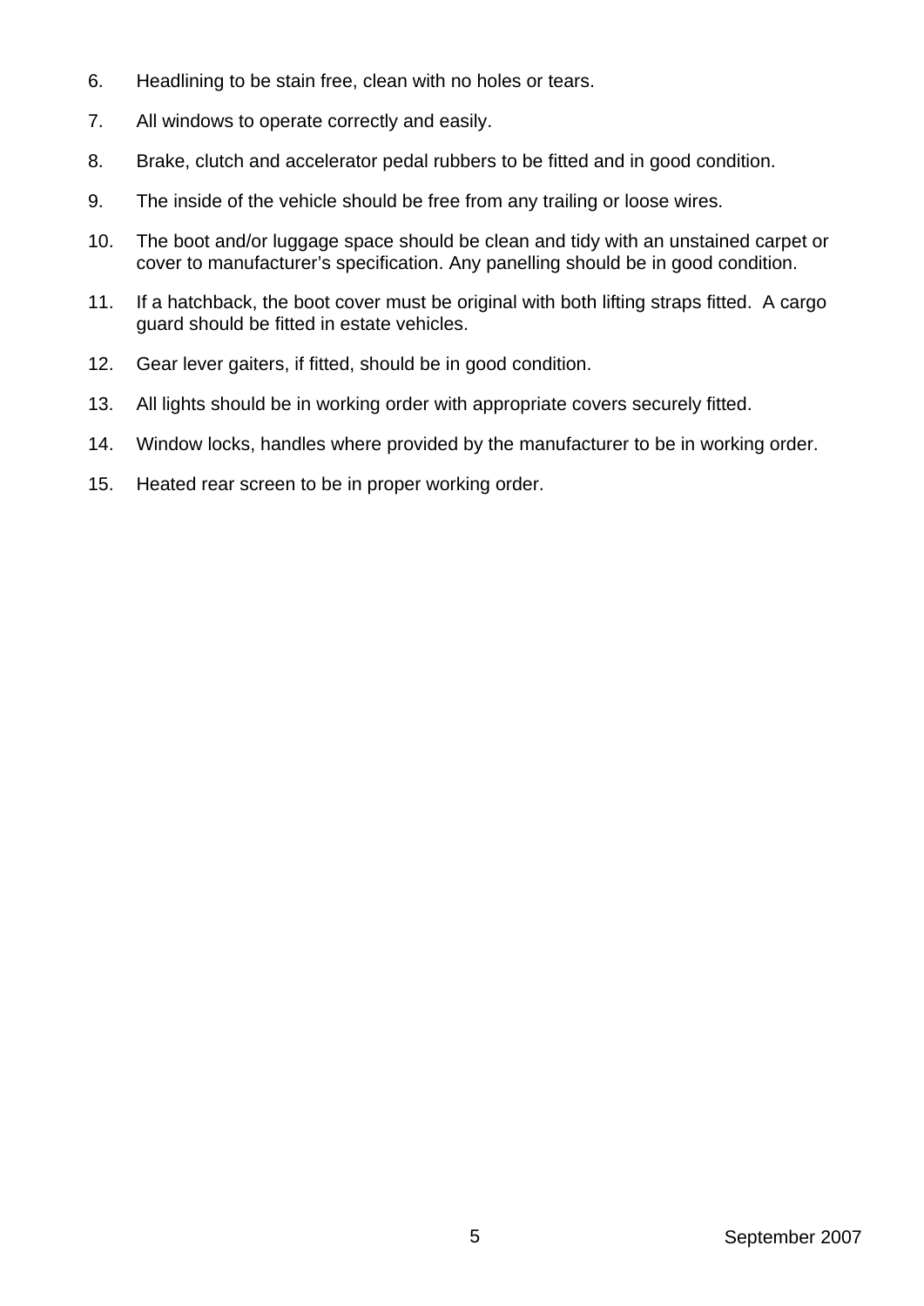6. Headlining to be stain free, clean with no holes or tears.
7. All windows to operate correctly and easily.
8. Brake, clutch and accelerator pedal rubbers to be fitted and in good condition.
9. The inside of the vehicle should be free from any trailing or loose wires.
10. The boot and/or luggage space should be clean and tidy with an unstained carpet or cover to manufacturer's specification. Any panelling should be in good condition.
11. If a hatchback, the boot cover must be original with both lifting straps fitted. A cargo guard should be fitted in estate vehicles.
12. Gear lever gaiters, if fitted, should be in good condition.
13. All lights should be in working order with appropriate covers securely fitted.
14. Window locks, handles where provided by the manufacturer to be in working order.
15. Heated rear screen to be in proper working order.